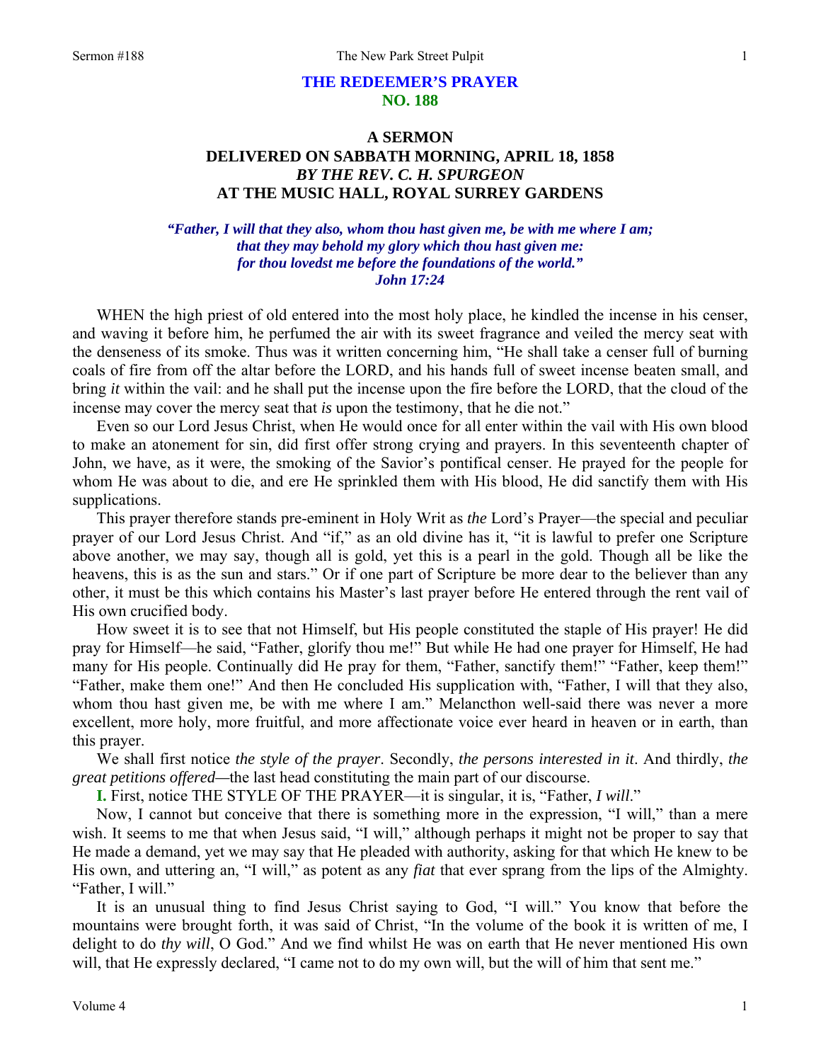# THE REDEEMER'S PRAYER
## NO. 188

### A SERMON
### DELIVERED ON SABBATH MORNING, APRIL 18, 1858
### *BY THE REV. C. H. SPURGEON*
### AT THE MUSIC HALL, ROYAL SURREY GARDENS

*"Father, I will that they also, whom thou hast given me, be with me where I am; that they may behold my glory which thou hast given me: for thou lovedst me before the foundations of the world." John 17:24*

WHEN the high priest of old entered into the most holy place, he kindled the incense in his censer, and waving it before him, he perfumed the air with its sweet fragrance and veiled the mercy seat with the denseness of its smoke. Thus was it written concerning him, "He shall take a censer full of burning coals of fire from off the altar before the LORD, and his hands full of sweet incense beaten small, and bring *it* within the vail: and he shall put the incense upon the fire before the LORD, that the cloud of the incense may cover the mercy seat that *is* upon the testimony, that he die not."

Even so our Lord Jesus Christ, when He would once for all enter within the vail with His own blood to make an atonement for sin, did first offer strong crying and prayers. In this seventeenth chapter of John, we have, as it were, the smoking of the Savior's pontifical censer. He prayed for the people for whom He was about to die, and ere He sprinkled them with His blood, He did sanctify them with His supplications.

This prayer therefore stands pre-eminent in Holy Writ as *the* Lord's Prayer—the special and peculiar prayer of our Lord Jesus Christ. And "if," as an old divine has it, "it is lawful to prefer one Scripture above another, we may say, though all is gold, yet this is a pearl in the gold. Though all be like the heavens, this is as the sun and stars." Or if one part of Scripture be more dear to the believer than any other, it must be this which contains his Master's last prayer before He entered through the rent vail of His own crucified body.

How sweet it is to see that not Himself, but His people constituted the staple of His prayer! He did pray for Himself—he said, "Father, glorify thou me!" But while He had one prayer for Himself, He had many for His people. Continually did He pray for them, "Father, sanctify them!" "Father, keep them!" "Father, make them one!" And then He concluded His supplication with, "Father, I will that they also, whom thou hast given me, be with me where I am." Melancthon well-said there was never a more excellent, more holy, more fruitful, and more affectionate voice ever heard in heaven or in earth, than this prayer.

We shall first notice *the style of the prayer*. Secondly, *the persons interested in it*. And thirdly, *the great petitions offered*—the last head constituting the main part of our discourse.

**I.** First, notice THE STYLE OF THE PRAYER—it is singular, it is, "Father, *I will*."

Now, I cannot but conceive that there is something more in the expression, "I will," than a mere wish. It seems to me that when Jesus said, "I will," although perhaps it might not be proper to say that He made a demand, yet we may say that He pleaded with authority, asking for that which He knew to be His own, and uttering an, "I will," as potent as any *fiat* that ever sprang from the lips of the Almighty. "Father, I will."

It is an unusual thing to find Jesus Christ saying to God, "I will." You know that before the mountains were brought forth, it was said of Christ, "In the volume of the book it is written of me, I delight to do *thy will*, O God." And we find whilst He was on earth that He never mentioned His own will, that He expressly declared, "I came not to do my own will, but the will of him that sent me."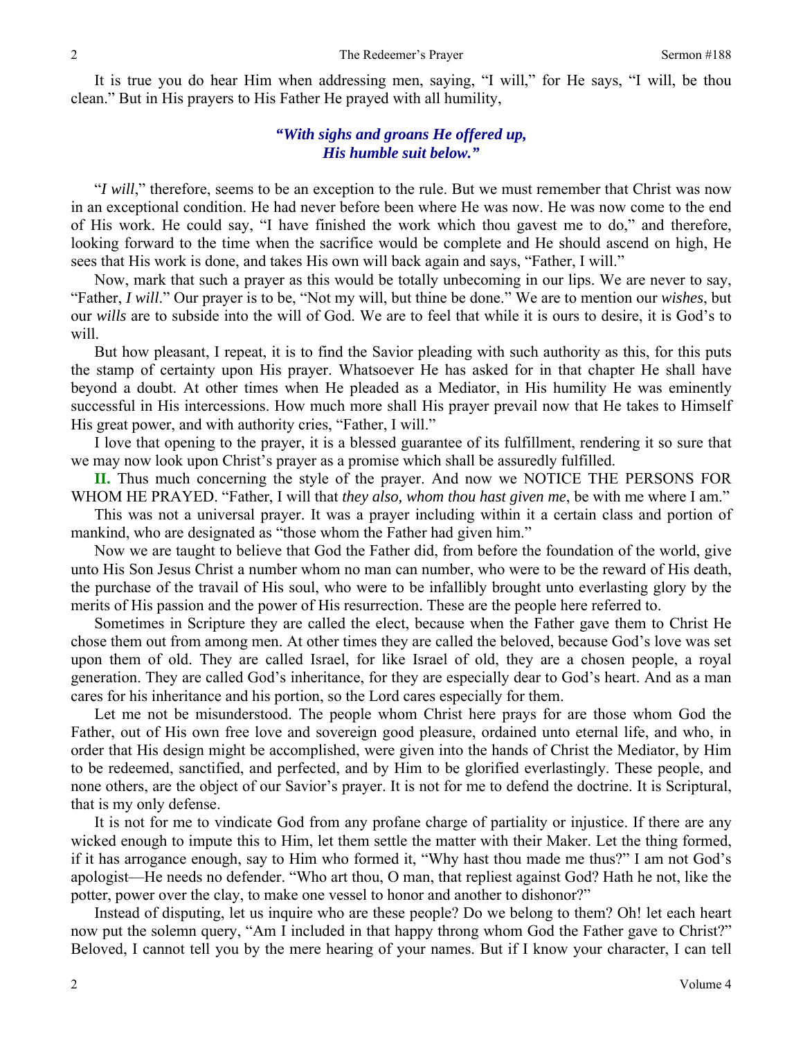It is true you do hear Him when addressing men, saying, "I will," for He says, "I will, be thou clean." But in His prayers to His Father He prayed with all humility,

> ***"With sighs and groans He offered up,***
> ***His humble suit below."***

"*I will*," therefore, seems to be an exception to the rule. But we must remember that Christ was now in an exceptional condition. He had never before been where He was now. He was now come to the end of His work. He could say, "I have finished the work which thou gavest me to do," and therefore, looking forward to the time when the sacrifice would be complete and He should ascend on high, He sees that His work is done, and takes His own will back again and says, "Father, I will."

Now, mark that such a prayer as this would be totally unbecoming in our lips. We are never to say, "Father, *I will*." Our prayer is to be, "Not my will, but thine be done." We are to mention our *wishes*, but our *wills* are to subside into the will of God. We are to feel that while it is ours to desire, it is God's to will.

But how pleasant, I repeat, it is to find the Savior pleading with such authority as this, for this puts the stamp of certainty upon His prayer. Whatsoever He has asked for in that chapter He shall have beyond a doubt. At other times when He pleaded as a Mediator, in His humility He was eminently successful in His intercessions. How much more shall His prayer prevail now that He takes to Himself His great power, and with authority cries, "Father, I will."

I love that opening to the prayer, it is a blessed guarantee of its fulfillment, rendering it so sure that we may now look upon Christ's prayer as a promise which shall be assuredly fulfilled.

**II.** Thus much concerning the style of the prayer. And now we NOTICE THE PERSONS FOR WHOM HE PRAYED. "Father, I will that *they also, whom thou hast given me*, be with me where I am."

This was not a universal prayer. It was a prayer including within it a certain class and portion of mankind, who are designated as "those whom the Father had given him."

Now we are taught to believe that God the Father did, from before the foundation of the world, give unto His Son Jesus Christ a number whom no man can number, who were to be the reward of His death, the purchase of the travail of His soul, who were to be infallibly brought unto everlasting glory by the merits of His passion and the power of His resurrection. These are the people here referred to.

Sometimes in Scripture they are called the elect, because when the Father gave them to Christ He chose them out from among men. At other times they are called the beloved, because God's love was set upon them of old. They are called Israel, for like Israel of old, they are a chosen people, a royal generation. They are called God's inheritance, for they are especially dear to God's heart. And as a man cares for his inheritance and his portion, so the Lord cares especially for them.

Let me not be misunderstood. The people whom Christ here prays for are those whom God the Father, out of His own free love and sovereign good pleasure, ordained unto eternal life, and who, in order that His design might be accomplished, were given into the hands of Christ the Mediator, by Him to be redeemed, sanctified, and perfected, and by Him to be glorified everlastingly. These people, and none others, are the object of our Savior's prayer. It is not for me to defend the doctrine. It is Scriptural, that is my only defense.

It is not for me to vindicate God from any profane charge of partiality or injustice. If there are any wicked enough to impute this to Him, let them settle the matter with their Maker. Let the thing formed, if it has arrogance enough, say to Him who formed it, "Why hast thou made me thus?" I am not God's apologist—He needs no defender. "Who art thou, O man, that repliest against God? Hath he not, like the potter, power over the clay, to make one vessel to honor and another to dishonor?"

Instead of disputing, let us inquire who are these people? Do we belong to them? Oh! let each heart now put the solemn query, "Am I included in that happy throng whom God the Father gave to Christ?" Beloved, I cannot tell you by the mere hearing of your names. But if I know your character, I can tell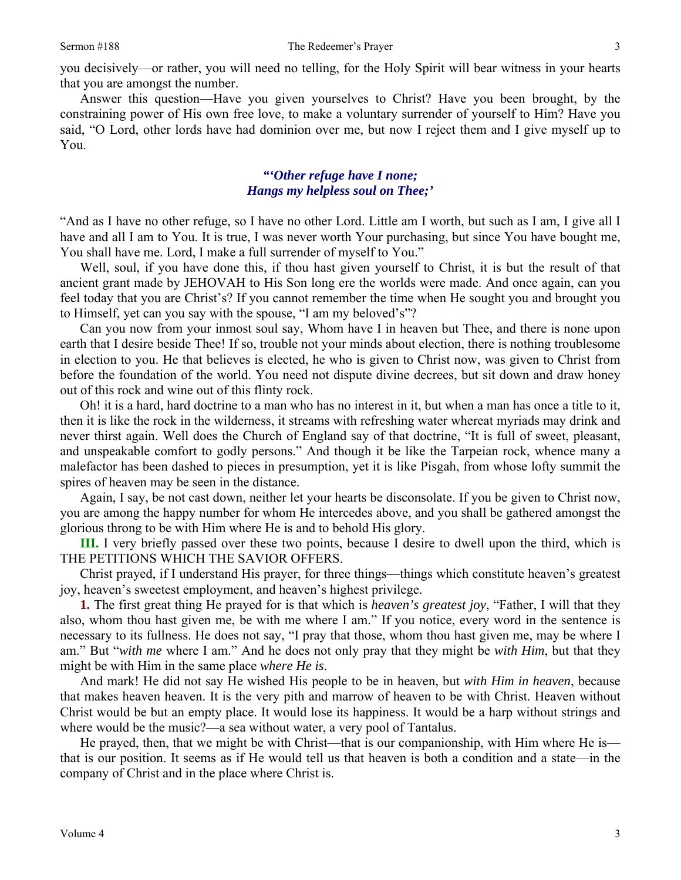you decisively—or rather, you will need no telling, for the Holy Spirit will bear witness in your hearts that you are amongst the number.

Answer this question—Have you given yourselves to Christ? Have you been brought, by the constraining power of His own free love, to make a voluntary surrender of yourself to Him? Have you said, "O Lord, other lords have had dominion over me, but now I reject them and I give myself up to You.

> ***"'Other refuge have I none;***
> ***Hangs my helpless soul on Thee;'***

"And as I have no other refuge, so I have no other Lord. Little am I worth, but such as I am, I give all I have and all I am to You. It is true, I was never worth Your purchasing, but since You have bought me, You shall have me. Lord, I make a full surrender of myself to You."

Well, soul, if you have done this, if thou hast given yourself to Christ, it is but the result of that ancient grant made by JEHOVAH to His Son long ere the worlds were made. And once again, can you feel today that you are Christ's? If you cannot remember the time when He sought you and brought you to Himself, yet can you say with the spouse, "I am my beloved's"?

Can you now from your inmost soul say, Whom have I in heaven but Thee, and there is none upon earth that I desire beside Thee! If so, trouble not your minds about election, there is nothing troublesome in election to you. He that believes is elected, he who is given to Christ now, was given to Christ from before the foundation of the world. You need not dispute divine decrees, but sit down and draw honey out of this rock and wine out of this flinty rock.

Oh! it is a hard, hard doctrine to a man who has no interest in it, but when a man has once a title to it, then it is like the rock in the wilderness, it streams with refreshing water whereat myriads may drink and never thirst again. Well does the Church of England say of that doctrine, "It is full of sweet, pleasant, and unspeakable comfort to godly persons." And though it be like the Tarpeian rock, whence many a malefactor has been dashed to pieces in presumption, yet it is like Pisgah, from whose lofty summit the spires of heaven may be seen in the distance.

Again, I say, be not cast down, neither let your hearts be disconsolate. If you be given to Christ now, you are among the happy number for whom He intercedes above, and you shall be gathered amongst the glorious throng to be with Him where He is and to behold His glory.

**III.** I very briefly passed over these two points, because I desire to dwell upon the third, which is THE PETITIONS WHICH THE SAVIOR OFFERS.

Christ prayed, if I understand His prayer, for three things—things which constitute heaven's greatest joy, heaven's sweetest employment, and heaven's highest privilege.

**1.** The first great thing He prayed for is that which is *heaven's greatest joy*, "Father, I will that they also, whom thou hast given me, be with me where I am." If you notice, every word in the sentence is necessary to its fullness. He does not say, "I pray that those, whom thou hast given me, may be where I am." But "*with me* where I am." And he does not only pray that they might be *with Him*, but that they might be with Him in the same place *where He is*.

And mark! He did not say He wished His people to be in heaven, but *with Him in heaven*, because that makes heaven heaven. It is the very pith and marrow of heaven to be with Christ. Heaven without Christ would be but an empty place. It would lose its happiness. It would be a harp without strings and where would be the music?—a sea without water, a very pool of Tantalus.

He prayed, then, that we might be with Christ—that is our companionship, with Him where He is—that is our position. It seems as if He would tell us that heaven is both a condition and a state—in the company of Christ and in the place where Christ is.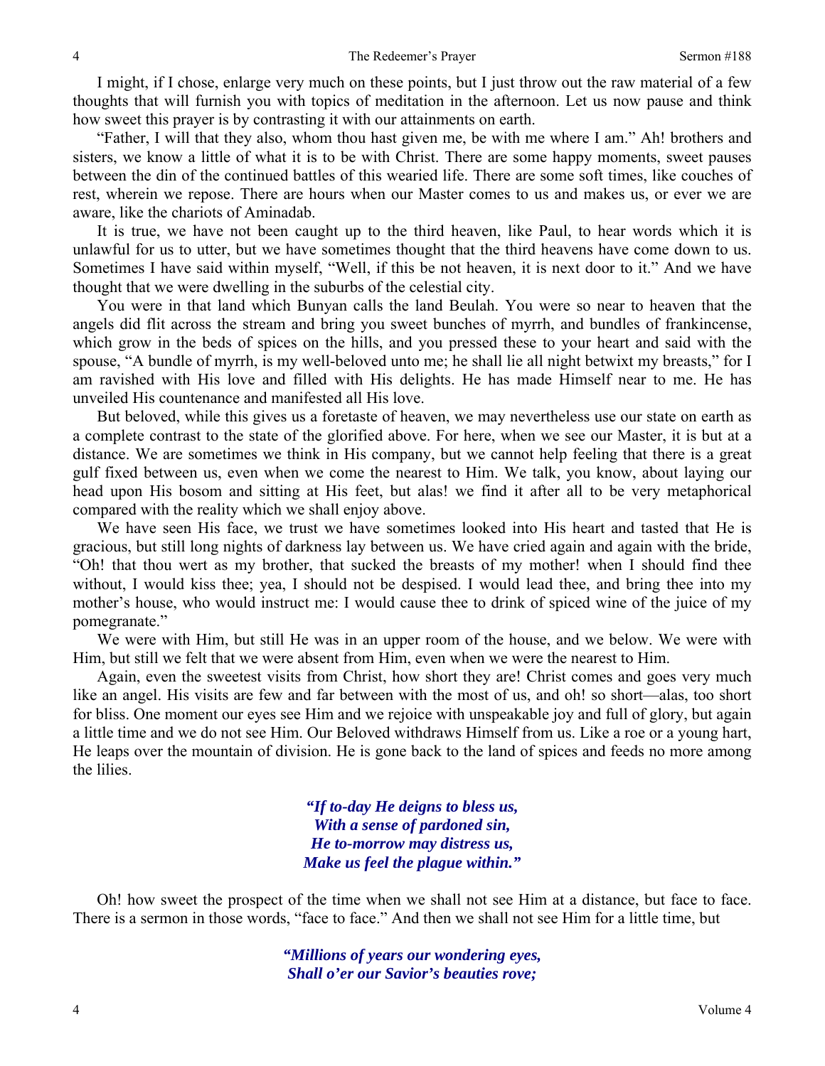I might, if I chose, enlarge very much on these points, but I just throw out the raw material of a few thoughts that will furnish you with topics of meditation in the afternoon. Let us now pause and think how sweet this prayer is by contrasting it with our attainments on earth.

"Father, I will that they also, whom thou hast given me, be with me where I am." Ah! brothers and sisters, we know a little of what it is to be with Christ. There are some happy moments, sweet pauses between the din of the continued battles of this wearied life. There are some soft times, like couches of rest, wherein we repose. There are hours when our Master comes to us and makes us, or ever we are aware, like the chariots of Aminadab.

It is true, we have not been caught up to the third heaven, like Paul, to hear words which it is unlawful for us to utter, but we have sometimes thought that the third heavens have come down to us. Sometimes I have said within myself, "Well, if this be not heaven, it is next door to it." And we have thought that we were dwelling in the suburbs of the celestial city.

You were in that land which Bunyan calls the land Beulah. You were so near to heaven that the angels did flit across the stream and bring you sweet bunches of myrrh, and bundles of frankincense, which grow in the beds of spices on the hills, and you pressed these to your heart and said with the spouse, "A bundle of myrrh, is my well-beloved unto me; he shall lie all night betwixt my breasts," for I am ravished with His love and filled with His delights. He has made Himself near to me. He has unveiled His countenance and manifested all His love.

But beloved, while this gives us a foretaste of heaven, we may nevertheless use our state on earth as a complete contrast to the state of the glorified above. For here, when we see our Master, it is but at a distance. We are sometimes we think in His company, but we cannot help feeling that there is a great gulf fixed between us, even when we come the nearest to Him. We talk, you know, about laying our head upon His bosom and sitting at His feet, but alas! we find it after all to be very metaphorical compared with the reality which we shall enjoy above.

We have seen His face, we trust we have sometimes looked into His heart and tasted that He is gracious, but still long nights of darkness lay between us. We have cried again and again with the bride, "Oh! that thou wert as my brother, that sucked the breasts of my mother! when I should find thee without, I would kiss thee; yea, I should not be despised. I would lead thee, and bring thee into my mother's house, who would instruct me: I would cause thee to drink of spiced wine of the juice of my pomegranate."

We were with Him, but still He was in an upper room of the house, and we below. We were with Him, but still we felt that we were absent from Him, even when we were the nearest to Him.

Again, even the sweetest visits from Christ, how short they are! Christ comes and goes very much like an angel. His visits are few and far between with the most of us, and oh! so short—alas, too short for bliss. One moment our eyes see Him and we rejoice with unspeakable joy and full of glory, but again a little time and we do not see Him. Our Beloved withdraws Himself from us. Like a roe or a young hart, He leaps over the mountain of division. He is gone back to the land of spices and feeds no more among the lilies.

*"If to-day He deigns to bless us,*
*With a sense of pardoned sin,*
*He to-morrow may distress us,*
*Make us feel the plague within."*

Oh! how sweet the prospect of the time when we shall not see Him at a distance, but face to face. There is a sermon in those words, "face to face." And then we shall not see Him for a little time, but

*"Millions of years our wondering eyes,*
*Shall o'er our Savior's beauties rove;*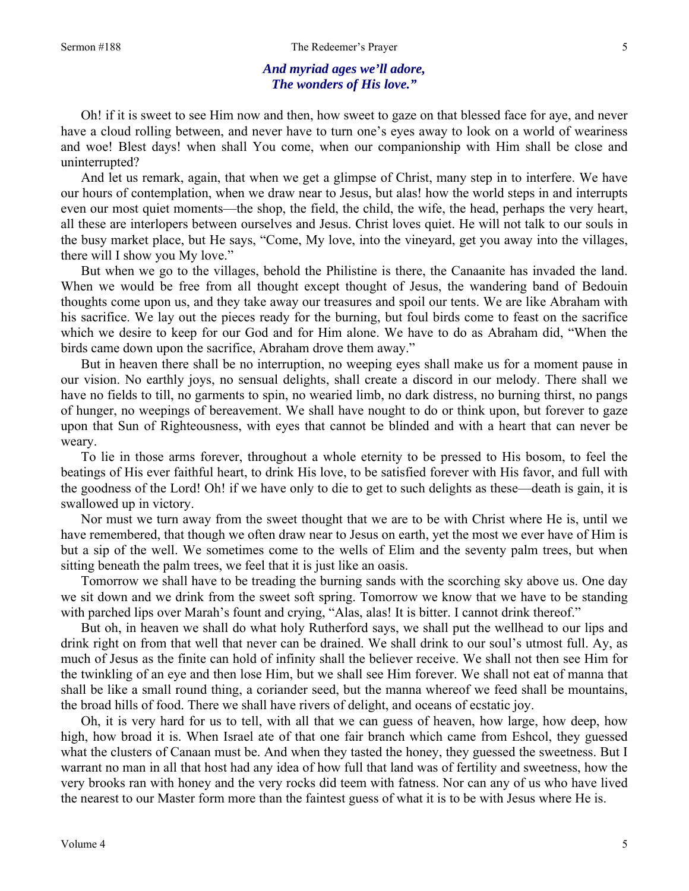*And myriad ages we'll adore,*
*The wonders of His love."*

Oh! if it is sweet to see Him now and then, how sweet to gaze on that blessed face for aye, and never have a cloud rolling between, and never have to turn one's eyes away to look on a world of weariness and woe! Blest days! when shall You come, when our companionship with Him shall be close and uninterrupted?

And let us remark, again, that when we get a glimpse of Christ, many step in to interfere. We have our hours of contemplation, when we draw near to Jesus, but alas! how the world steps in and interrupts even our most quiet moments—the shop, the field, the child, the wife, the head, perhaps the very heart, all these are interlopers between ourselves and Jesus. Christ loves quiet. He will not talk to our souls in the busy market place, but He says, "Come, My love, into the vineyard, get you away into the villages, there will I show you My love."

But when we go to the villages, behold the Philistine is there, the Canaanite has invaded the land. When we would be free from all thought except thought of Jesus, the wandering band of Bedouin thoughts come upon us, and they take away our treasures and spoil our tents. We are like Abraham with his sacrifice. We lay out the pieces ready for the burning, but foul birds come to feast on the sacrifice which we desire to keep for our God and for Him alone. We have to do as Abraham did, "When the birds came down upon the sacrifice, Abraham drove them away."

But in heaven there shall be no interruption, no weeping eyes shall make us for a moment pause in our vision. No earthly joys, no sensual delights, shall create a discord in our melody. There shall we have no fields to till, no garments to spin, no wearied limb, no dark distress, no burning thirst, no pangs of hunger, no weepings of bereavement. We shall have nought to do or think upon, but forever to gaze upon that Sun of Righteousness, with eyes that cannot be blinded and with a heart that can never be weary.

To lie in those arms forever, throughout a whole eternity to be pressed to His bosom, to feel the beatings of His ever faithful heart, to drink His love, to be satisfied forever with His favor, and full with the goodness of the Lord! Oh! if we have only to die to get to such delights as these—death is gain, it is swallowed up in victory.

Nor must we turn away from the sweet thought that we are to be with Christ where He is, until we have remembered, that though we often draw near to Jesus on earth, yet the most we ever have of Him is but a sip of the well. We sometimes come to the wells of Elim and the seventy palm trees, but when sitting beneath the palm trees, we feel that it is just like an oasis.

Tomorrow we shall have to be treading the burning sands with the scorching sky above us. One day we sit down and we drink from the sweet soft spring. Tomorrow we know that we have to be standing with parched lips over Marah's fount and crying, "Alas, alas! It is bitter. I cannot drink thereof."

But oh, in heaven we shall do what holy Rutherford says, we shall put the wellhead to our lips and drink right on from that well that never can be drained. We shall drink to our soul's utmost full. Ay, as much of Jesus as the finite can hold of infinity shall the believer receive. We shall not then see Him for the twinkling of an eye and then lose Him, but we shall see Him forever. We shall not eat of manna that shall be like a small round thing, a coriander seed, but the manna whereof we feed shall be mountains, the broad hills of food. There we shall have rivers of delight, and oceans of ecstatic joy.

Oh, it is very hard for us to tell, with all that we can guess of heaven, how large, how deep, how high, how broad it is. When Israel ate of that one fair branch which came from Eshcol, they guessed what the clusters of Canaan must be. And when they tasted the honey, they guessed the sweetness. But I warrant no man in all that host had any idea of how full that land was of fertility and sweetness, how the very brooks ran with honey and the very rocks did teem with fatness. Nor can any of us who have lived the nearest to our Master form more than the faintest guess of what it is to be with Jesus where He is.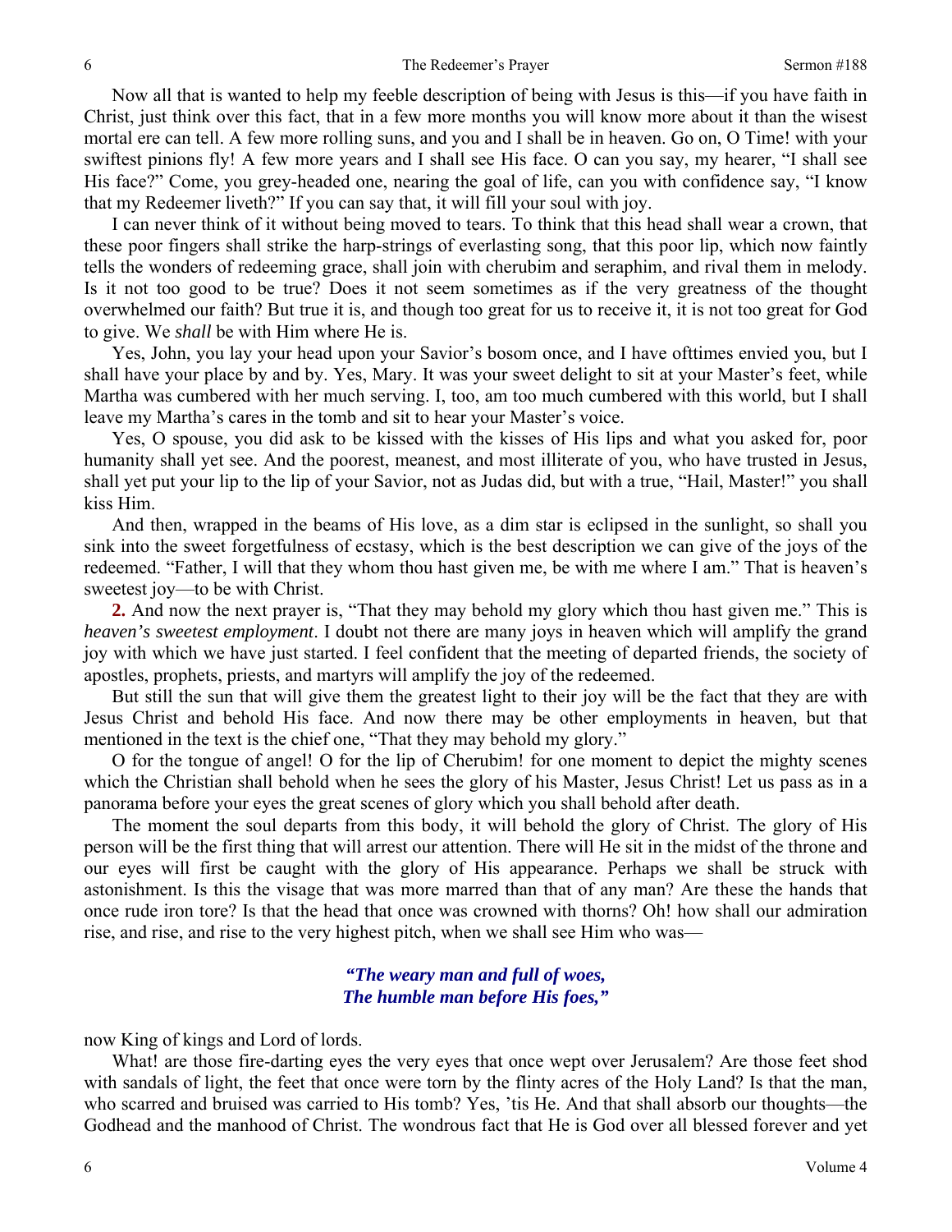Now all that is wanted to help my feeble description of being with Jesus is this—if you have faith in Christ, just think over this fact, that in a few more months you will know more about it than the wisest mortal ere can tell. A few more rolling suns, and you and I shall be in heaven. Go on, O Time! with your swiftest pinions fly! A few more years and I shall see His face. O can you say, my hearer, "I shall see His face?" Come, you grey-headed one, nearing the goal of life, can you with confidence say, "I know that my Redeemer liveth?" If you can say that, it will fill your soul with joy.

I can never think of it without being moved to tears. To think that this head shall wear a crown, that these poor fingers shall strike the harp-strings of everlasting song, that this poor lip, which now faintly tells the wonders of redeeming grace, shall join with cherubim and seraphim, and rival them in melody. Is it not too good to be true? Does it not seem sometimes as if the very greatness of the thought overwhelmed our faith? But true it is, and though too great for us to receive it, it is not too great for God to give. We *shall* be with Him where He is.

Yes, John, you lay your head upon your Savior's bosom once, and I have ofttimes envied you, but I shall have your place by and by. Yes, Mary. It was your sweet delight to sit at your Master's feet, while Martha was cumbered with her much serving. I, too, am too much cumbered with this world, but I shall leave my Martha's cares in the tomb and sit to hear your Master's voice.

Yes, O spouse, you did ask to be kissed with the kisses of His lips and what you asked for, poor humanity shall yet see. And the poorest, meanest, and most illiterate of you, who have trusted in Jesus, shall yet put your lip to the lip of your Savior, not as Judas did, but with a true, "Hail, Master!" you shall kiss Him.

And then, wrapped in the beams of His love, as a dim star is eclipsed in the sunlight, so shall you sink into the sweet forgetfulness of ecstasy, which is the best description we can give of the joys of the redeemed. "Father, I will that they whom thou hast given me, be with me where I am." That is heaven's sweetest joy—to be with Christ.

**2.** And now the next prayer is, "That they may behold my glory which thou hast given me." This is *heaven's sweetest employment*. I doubt not there are many joys in heaven which will amplify the grand joy with which we have just started. I feel confident that the meeting of departed friends, the society of apostles, prophets, priests, and martyrs will amplify the joy of the redeemed.

But still the sun that will give them the greatest light to their joy will be the fact that they are with Jesus Christ and behold His face. And now there may be other employments in heaven, but that mentioned in the text is the chief one, "That they may behold my glory."

O for the tongue of angel! O for the lip of Cherubim! for one moment to depict the mighty scenes which the Christian shall behold when he sees the glory of his Master, Jesus Christ! Let us pass as in a panorama before your eyes the great scenes of glory which you shall behold after death.

The moment the soul departs from this body, it will behold the glory of Christ. The glory of His person will be the first thing that will arrest our attention. There will He sit in the midst of the throne and our eyes will first be caught with the glory of His appearance. Perhaps we shall be struck with astonishment. Is this the visage that was more marred than that of any man? Are these the hands that once rude iron tore? Is that the head that once was crowned with thorns? Oh! how shall our admiration rise, and rise, and rise to the very highest pitch, when we shall see Him who was—

> ***"The weary man and full of woes,***
> ***The humble man before His foes,"***

now King of kings and Lord of lords.

What! are those fire-darting eyes the very eyes that once wept over Jerusalem? Are those feet shod with sandals of light, the feet that once were torn by the flinty acres of the Holy Land? Is that the man, who scarred and bruised was carried to His tomb? Yes, 'tis He. And that shall absorb our thoughts—the Godhead and the manhood of Christ. The wondrous fact that He is God over all blessed forever and yet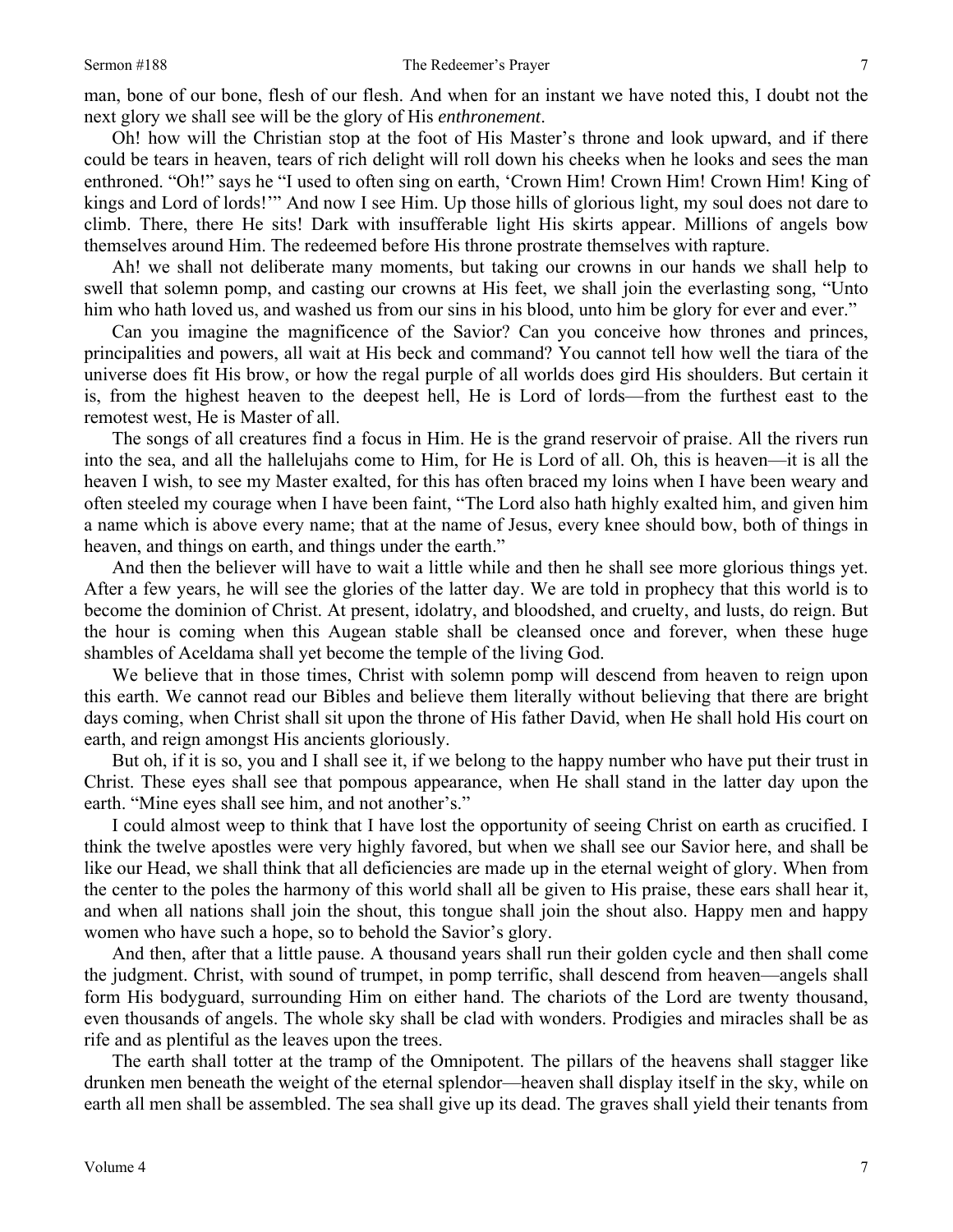man, bone of our bone, flesh of our flesh. And when for an instant we have noted this, I doubt not the next glory we shall see will be the glory of His *enthronement*.

Oh! how will the Christian stop at the foot of His Master's throne and look upward, and if there could be tears in heaven, tears of rich delight will roll down his cheeks when he looks and sees the man enthroned. "Oh!" says he "I used to often sing on earth, 'Crown Him! Crown Him! Crown Him! King of kings and Lord of lords!'" And now I see Him. Up those hills of glorious light, my soul does not dare to climb. There, there He sits! Dark with insufferable light His skirts appear. Millions of angels bow themselves around Him. The redeemed before His throne prostrate themselves with rapture.

Ah! we shall not deliberate many moments, but taking our crowns in our hands we shall help to swell that solemn pomp, and casting our crowns at His feet, we shall join the everlasting song, "Unto him who hath loved us, and washed us from our sins in his blood, unto him be glory for ever and ever."

Can you imagine the magnificence of the Savior? Can you conceive how thrones and princes, principalities and powers, all wait at His beck and command? You cannot tell how well the tiara of the universe does fit His brow, or how the regal purple of all worlds does gird His shoulders. But certain it is, from the highest heaven to the deepest hell, He is Lord of lords—from the furthest east to the remotest west, He is Master of all.

The songs of all creatures find a focus in Him. He is the grand reservoir of praise. All the rivers run into the sea, and all the hallelujahs come to Him, for He is Lord of all. Oh, this is heaven—it is all the heaven I wish, to see my Master exalted, for this has often braced my loins when I have been weary and often steeled my courage when I have been faint, "The Lord also hath highly exalted him, and given him a name which is above every name; that at the name of Jesus, every knee should bow, both of things in heaven, and things on earth, and things under the earth."

And then the believer will have to wait a little while and then he shall see more glorious things yet. After a few years, he will see the glories of the latter day. We are told in prophecy that this world is to become the dominion of Christ. At present, idolatry, and bloodshed, and cruelty, and lusts, do reign. But the hour is coming when this Augean stable shall be cleansed once and forever, when these huge shambles of Aceldama shall yet become the temple of the living God.

We believe that in those times, Christ with solemn pomp will descend from heaven to reign upon this earth. We cannot read our Bibles and believe them literally without believing that there are bright days coming, when Christ shall sit upon the throne of His father David, when He shall hold His court on earth, and reign amongst His ancients gloriously.

But oh, if it is so, you and I shall see it, if we belong to the happy number who have put their trust in Christ. These eyes shall see that pompous appearance, when He shall stand in the latter day upon the earth. "Mine eyes shall see him, and not another's."

I could almost weep to think that I have lost the opportunity of seeing Christ on earth as crucified. I think the twelve apostles were very highly favored, but when we shall see our Savior here, and shall be like our Head, we shall think that all deficiencies are made up in the eternal weight of glory. When from the center to the poles the harmony of this world shall all be given to His praise, these ears shall hear it, and when all nations shall join the shout, this tongue shall join the shout also. Happy men and happy women who have such a hope, so to behold the Savior's glory.

And then, after that a little pause. A thousand years shall run their golden cycle and then shall come the judgment. Christ, with sound of trumpet, in pomp terrific, shall descend from heaven—angels shall form His bodyguard, surrounding Him on either hand. The chariots of the Lord are twenty thousand, even thousands of angels. The whole sky shall be clad with wonders. Prodigies and miracles shall be as rife and as plentiful as the leaves upon the trees.

The earth shall totter at the tramp of the Omnipotent. The pillars of the heavens shall stagger like drunken men beneath the weight of the eternal splendor—heaven shall display itself in the sky, while on earth all men shall be assembled. The sea shall give up its dead. The graves shall yield their tenants from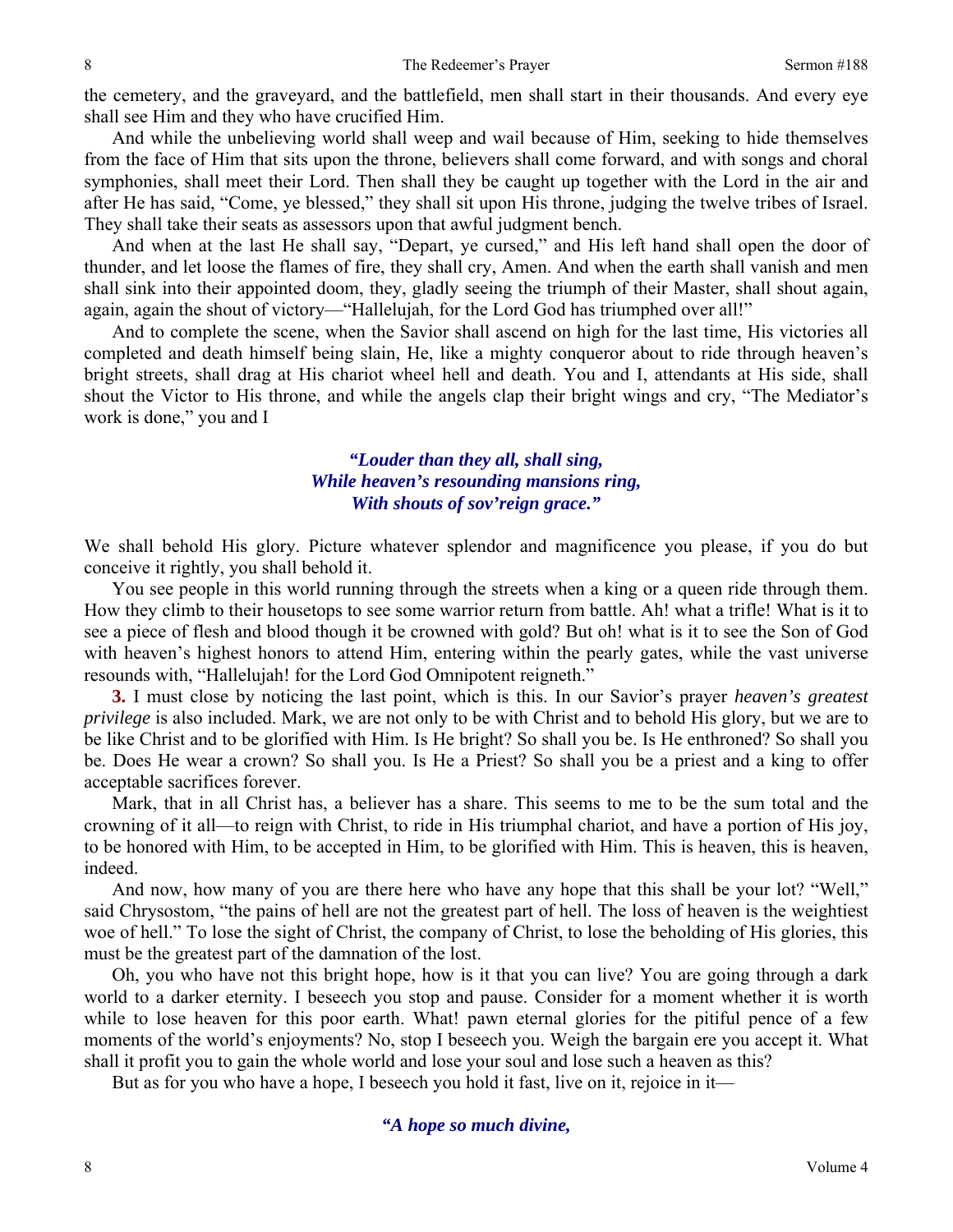the cemetery, and the graveyard, and the battlefield, men shall start in their thousands. And every eye shall see Him and they who have crucified Him.

And while the unbelieving world shall weep and wail because of Him, seeking to hide themselves from the face of Him that sits upon the throne, believers shall come forward, and with songs and choral symphonies, shall meet their Lord. Then shall they be caught up together with the Lord in the air and after He has said, "Come, ye blessed," they shall sit upon His throne, judging the twelve tribes of Israel. They shall take their seats as assessors upon that awful judgment bench.

And when at the last He shall say, "Depart, ye cursed," and His left hand shall open the door of thunder, and let loose the flames of fire, they shall cry, Amen. And when the earth shall vanish and men shall sink into their appointed doom, they, gladly seeing the triumph of their Master, shall shout again, again, again the shout of victory—"Hallelujah, for the Lord God has triumphed over all!"

And to complete the scene, when the Savior shall ascend on high for the last time, His victories all completed and death himself being slain, He, like a mighty conqueror about to ride through heaven's bright streets, shall drag at His chariot wheel hell and death. You and I, attendants at His side, shall shout the Victor to His throne, and while the angels clap their bright wings and cry, "The Mediator's work is done," you and I

*"Louder than they all, shall sing,*
*While heaven's resounding mansions ring,*
*With shouts of sov'reign grace."*

We shall behold His glory. Picture whatever splendor and magnificence you please, if you do but conceive it rightly, you shall behold it.

You see people in this world running through the streets when a king or a queen ride through them. How they climb to their housetops to see some warrior return from battle. Ah! what a trifle! What is it to see a piece of flesh and blood though it be crowned with gold? But oh! what is it to see the Son of God with heaven's highest honors to attend Him, entering within the pearly gates, while the vast universe resounds with, "Hallelujah! for the Lord God Omnipotent reigneth."

**3.** I must close by noticing the last point, which is this. In our Savior's prayer *heaven's greatest privilege* is also included. Mark, we are not only to be with Christ and to behold His glory, but we are to be like Christ and to be glorified with Him. Is He bright? So shall you be. Is He enthroned? So shall you be. Does He wear a crown? So shall you. Is He a Priest? So shall you be a priest and a king to offer acceptable sacrifices forever.

Mark, that in all Christ has, a believer has a share. This seems to me to be the sum total and the crowning of it all—to reign with Christ, to ride in His triumphal chariot, and have a portion of His joy, to be honored with Him, to be accepted in Him, to be glorified with Him. This is heaven, this is heaven, indeed.

And now, how many of you are there here who have any hope that this shall be your lot? "Well," said Chrysostom, "the pains of hell are not the greatest part of hell. The loss of heaven is the weightiest woe of hell." To lose the sight of Christ, the company of Christ, to lose the beholding of His glories, this must be the greatest part of the damnation of the lost.

Oh, you who have not this bright hope, how is it that you can live? You are going through a dark world to a darker eternity. I beseech you stop and pause. Consider for a moment whether it is worth while to lose heaven for this poor earth. What! pawn eternal glories for the pitiful pence of a few moments of the world's enjoyments? No, stop I beseech you. Weigh the bargain ere you accept it. What shall it profit you to gain the whole world and lose your soul and lose such a heaven as this?

But as for you who have a hope, I beseech you hold it fast, live on it, rejoice in it—

*"A hope so much divine,*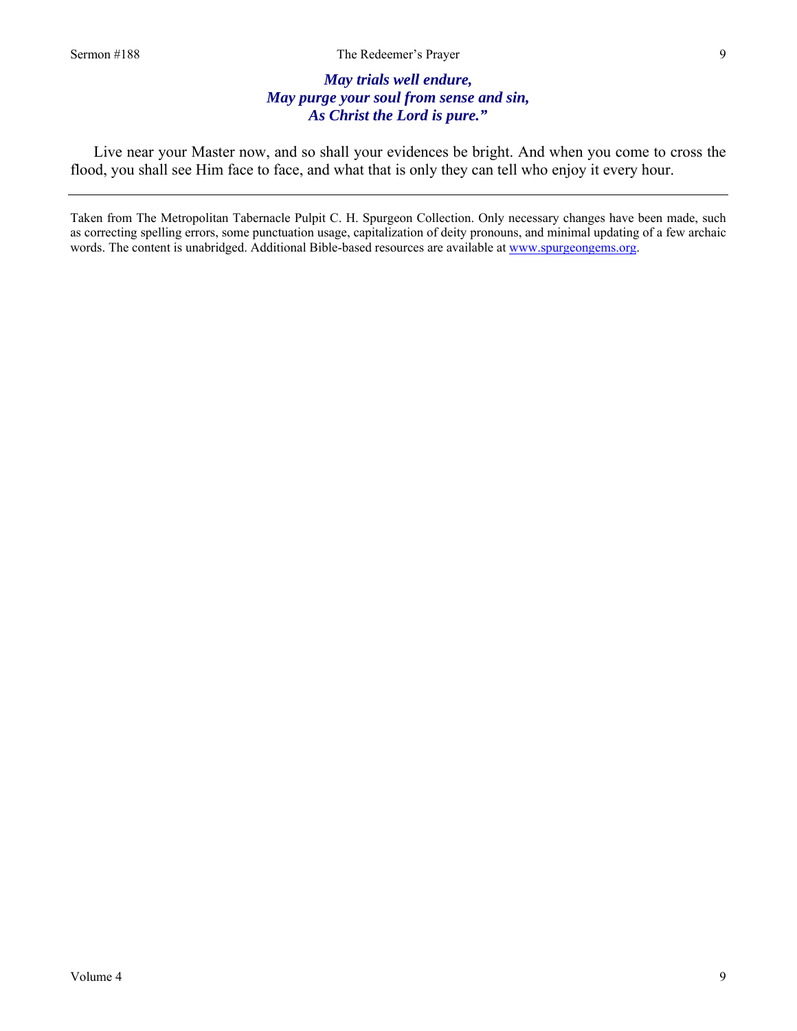***May trials well endure,***
***May purge your soul from sense and sin,***
***As Christ the Lord is pure."***

Live near your Master now, and so shall your evidences be bright. And when you come to cross the flood, you shall see Him face to face, and what that is only they can tell who enjoy it every hour.

---

Taken from The Metropolitan Tabernacle Pulpit C. H. Spurgeon Collection. Only necessary changes have been made, such as correcting spelling errors, some punctuation usage, capitalization of deity pronouns, and minimal updating of a few archaic words. The content is unabridged. Additional Bible-based resources are available at www.spurgeongems.org.